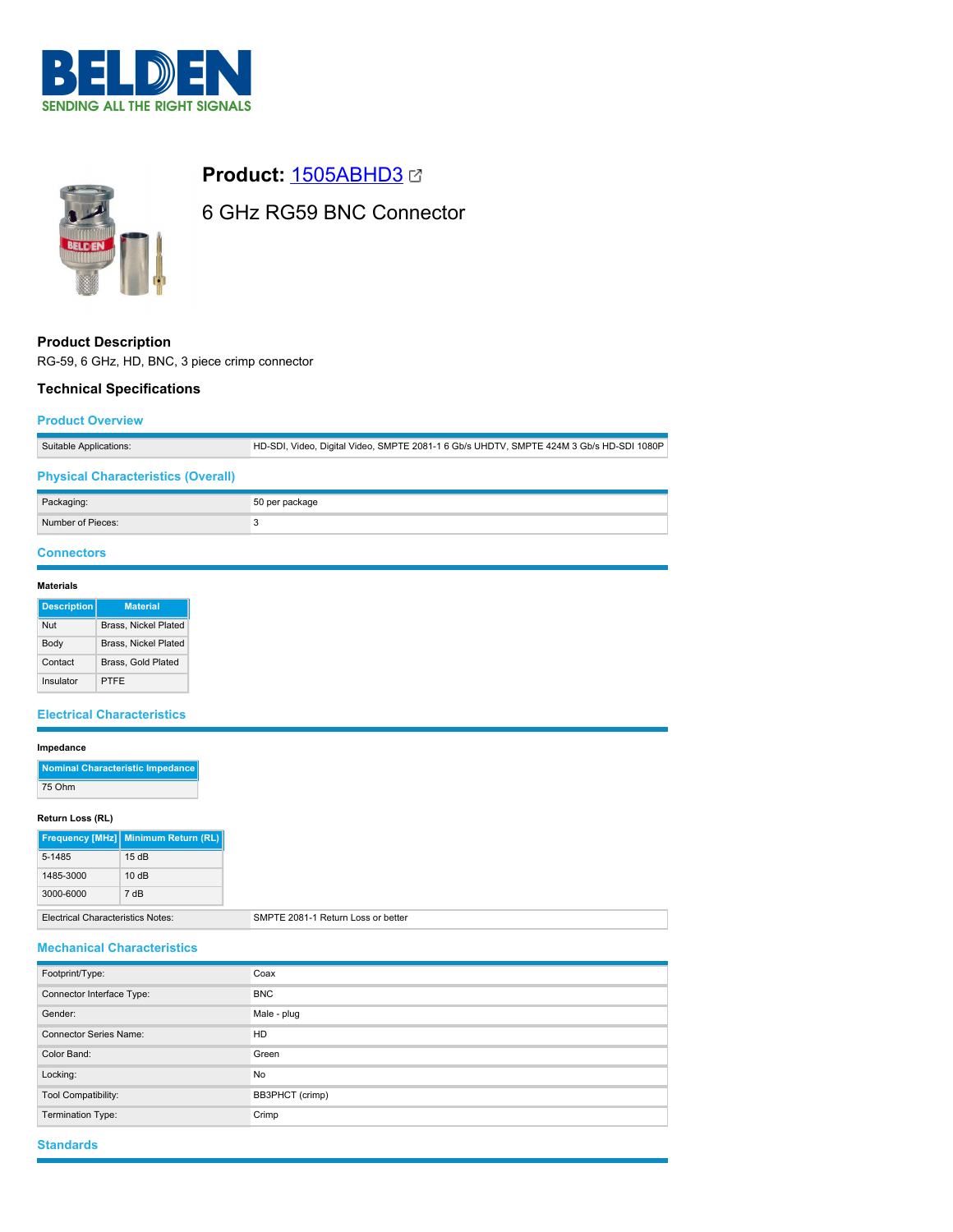# Product: 1505ABHD3

## 6 GHz RG59 BNC Connector

### Product Description

RG-59, 6 GHz, HD, BNC, 3 piece crimp connector

### Technical Specifications

#### Product Overview

| | |
|---|---|
| Suitable Applications: | HD-SDI, Video, Digital Video, SMPTE 2081-1 6 Gb/s UHDTV, SMPTE 424M 3 Gb/s HD-SDI 1080P |

#### Physical Characteristics (Overall)

| | |
|---|---|
| Packaging: | 50 per package |
| Number of Pieces: | 3 |

#### Connectors

**Materials**

| Description | Material |
|---|---|
| Nut | Brass, Nickel Plated |
| Body | Brass, Nickel Plated |
| Contact | Brass, Gold Plated |
| Insulator | PTFE |

#### Electrical Characteristics

**Impedance**

| Nominal Characteristic Impedance |
|---|
| 75 Ohm |

**Return Loss (RL)**

| Frequency [MHz] | Minimum Return (RL) |
|---|---|
| 5-1485 | 15 dB |
| 1485-3000 | 10 dB |
| 3000-6000 | 7 dB |

| | |
|---|---|
| Electrical Characteristics Notes: | SMPTE 2081-1 Return Loss or better |

#### Mechanical Characteristics

| | |
|---|---|
| Footprint/Type: | Coax |
| Connector Interface Type: | BNC |
| Gender: | Male - plug |
| Connector Series Name: | HD |
| Color Band: | Green |
| Locking: | No |
| Tool Compatibility: | BB3PHCT (crimp) |
| Termination Type: | Crimp |

#### Standards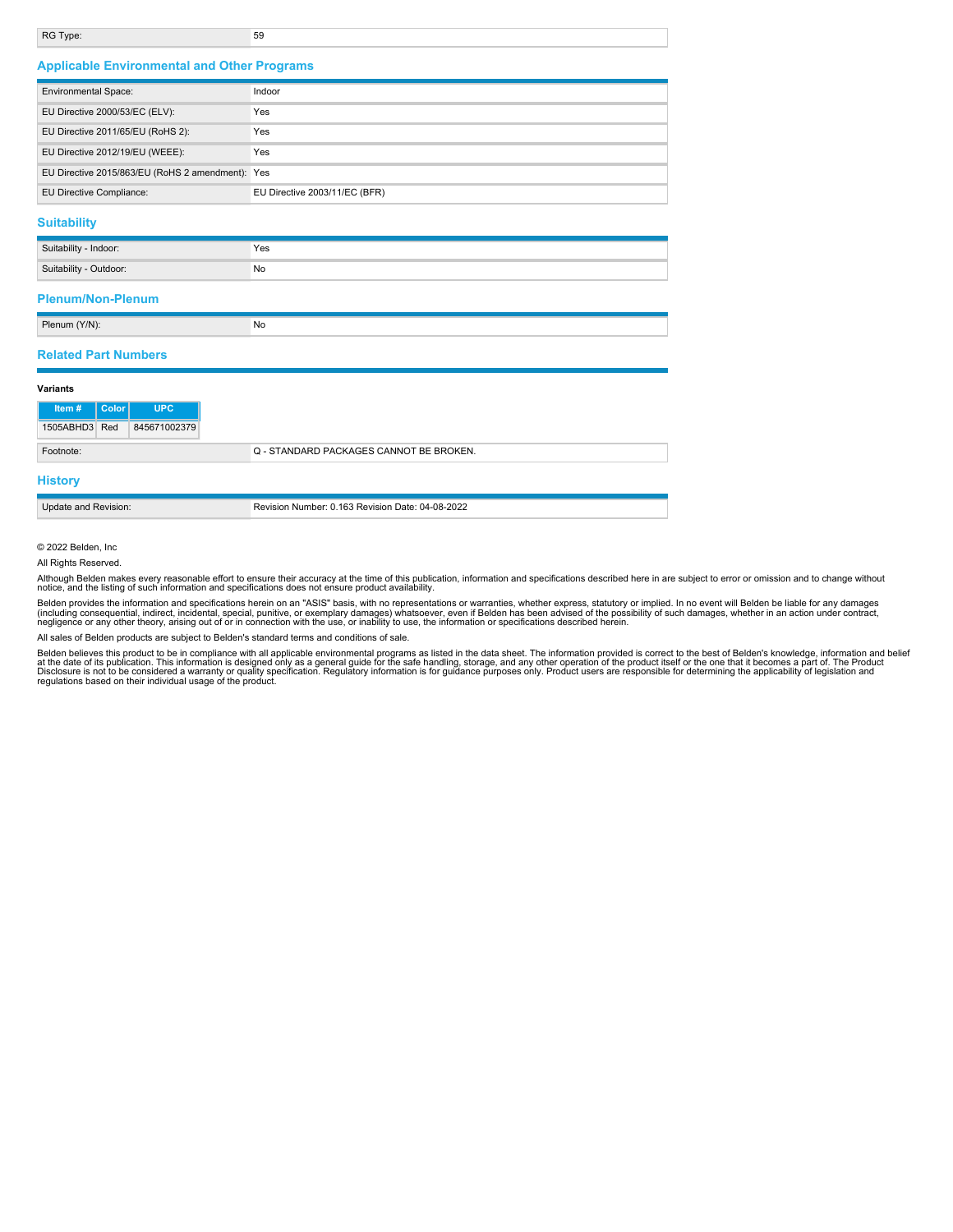| | |
|---|---|
| RG Type: | 59 |

## Applicable Environmental and Other Programs

| | |
|---|---|
| Environmental Space: | Indoor |
| EU Directive 2000/53/EC (ELV): | Yes |
| EU Directive 2011/65/EU (RoHS 2): | Yes |
| EU Directive 2012/19/EU (WEEE): | Yes |
| EU Directive 2015/863/EU (RoHS 2 amendment): | Yes |
| EU Directive Compliance: | EU Directive 2003/11/EC (BFR) |

## Suitability

| | |
|---|---|
| Suitability - Indoor: | Yes |
| Suitability - Outdoor: | No |

## Plenum/Non-Plenum

| | |
|---|---|
| Plenum (Y/N): | No |

## Related Part Numbers

**Variants**

| Item # | Color | UPC |
|---|---|---|
| 1505ABHD3 | Red | 845671002379 |

| | |
|---|---|
| Footnote: | Q - STANDARD PACKAGES CANNOT BE BROKEN. |

## History

| | |
|---|---|
| Update and Revision: | Revision Number: 0.163 Revision Date: 04-08-2022 |

© 2022 Belden, Inc

All Rights Reserved.

Although Belden makes every reasonable effort to ensure their accuracy at the time of this publication, information and specifications described here in are subject to error or omission and to change without notice, and the listing of such information and specifications does not ensure product availability.

Belden provides the information and specifications herein on an "ASIS" basis, with no representations or warranties, whether express, statutory or implied. In no event will Belden be liable for any damages (including consequential, indirect, incidental, special, punitive, or exemplary damages) whatsoever, even if Belden has been advised of the possibility of such damages, whether in an action under contract, negligence or any other theory, arising out of or in connection with the use, or inability to use, the information or specifications described herein.

All sales of Belden products are subject to Belden's standard terms and conditions of sale.

Belden believes this product to be in compliance with all applicable environmental programs as listed in the data sheet. The information provided is correct to the best of Belden's knowledge, information and belief at the date of its publication. This information is designed only as a general guide for the safe handling, storage, and any other operation of the product itself or the one that it becomes a part of. The Product Disclosure is not to be considered a warranty or quality specification. Regulatory information is for guidance purposes only. Product users are responsible for determining the applicability of legislation and regulations based on their individual usage of the product.